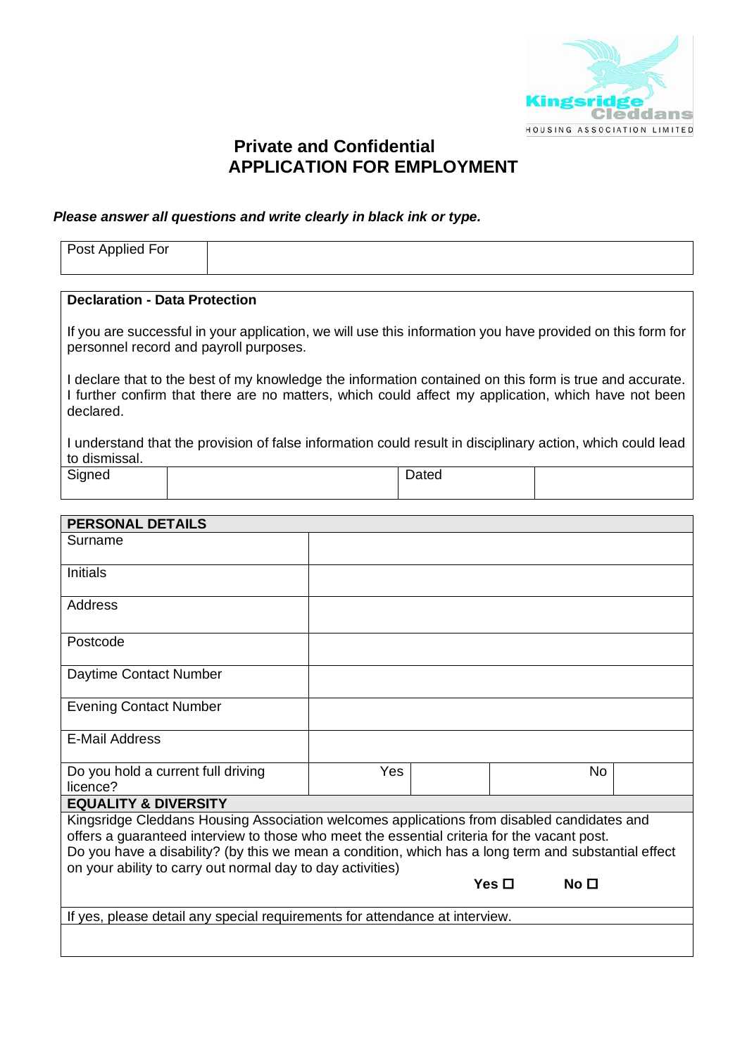Kingsridge Cleddans
HOUSING ASSOCIATION LIMITED

# Private and Confidential
# APPLICATION FOR EMPLOYMENT

***Please answer all questions and write clearly in black ink or type.***

| Post Applied For | |
|---|---|

**Declaration - Data Protection**

If you are successful in your application, we will use this information you have provided on this form for personnel record and payroll purposes.

I declare that to the best of my knowledge the information contained on this form is true and accurate. I further confirm that there are no matters, which could affect my application, which have not been declared.

I understand that the provision of false information could result in disciplinary action, which could lead to dismissal.

| Signed | | Dated | |
|---|---|---|---|

| **PERSONAL DETAILS** | | | | |
|---|---|---|---|---|
| Surname | | | | |
| Initials | | | | |
| Address | | | | |
| Postcode | | | | |
| Daytime Contact Number | | | | |
| Evening Contact Number | | | | |
| E-Mail Address | | | | |
| Do you hold a current full driving licence? | Yes | | No | |

**EQUALITY & DIVERSITY**

Kingsridge Cleddans Housing Association welcomes applications from disabled candidates and offers a guaranteed interview to those who meet the essential criteria for the vacant post.
Do you have a disability? (by this we mean a condition, which has a long term and substantial effect on your ability to carry out normal day to day activities)

**Yes** ☐ **No** ☐

If yes, please detail any special requirements for attendance at interview.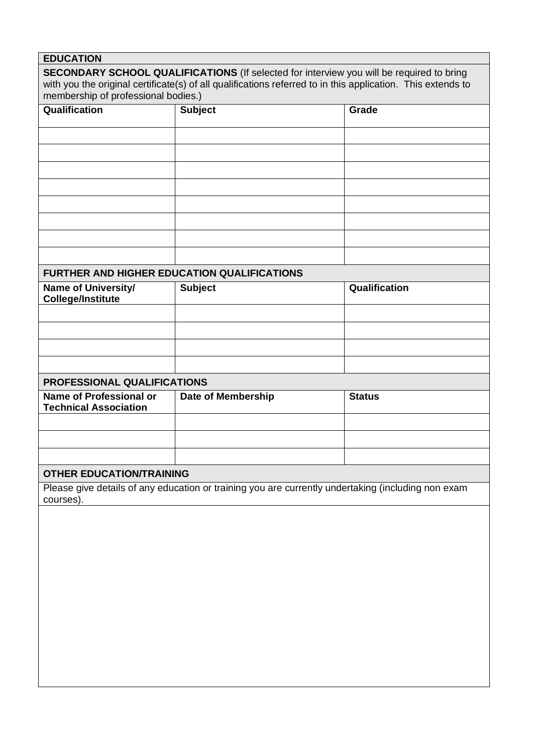## EDUCATION

**SECONDARY SCHOOL QUALIFICATIONS** (If selected for interview you will be required to bring with you the original certificate(s) of all qualifications referred to in this application. This extends to membership of professional bodies.)

| Qualification | Subject | Grade |
| --- | --- | --- |
| | | |
| | | |
| | | |
| | | |
| | | |
| | | |
| | | |
| | | |

### FURTHER AND HIGHER EDUCATION QUALIFICATIONS

| Name of University/ College/Institute | Subject | Qualification |
| --- | --- | --- |
| | | |
| | | |
| | | |
| | | |

### PROFESSIONAL QUALIFICATIONS

| Name of Professional or Technical Association | Date of Membership | Status |
| --- | --- | --- |
| | | |
| | | |
| | | |

### OTHER EDUCATION/TRAINING

Please give details of any education or training you are currently undertaking (including non exam courses).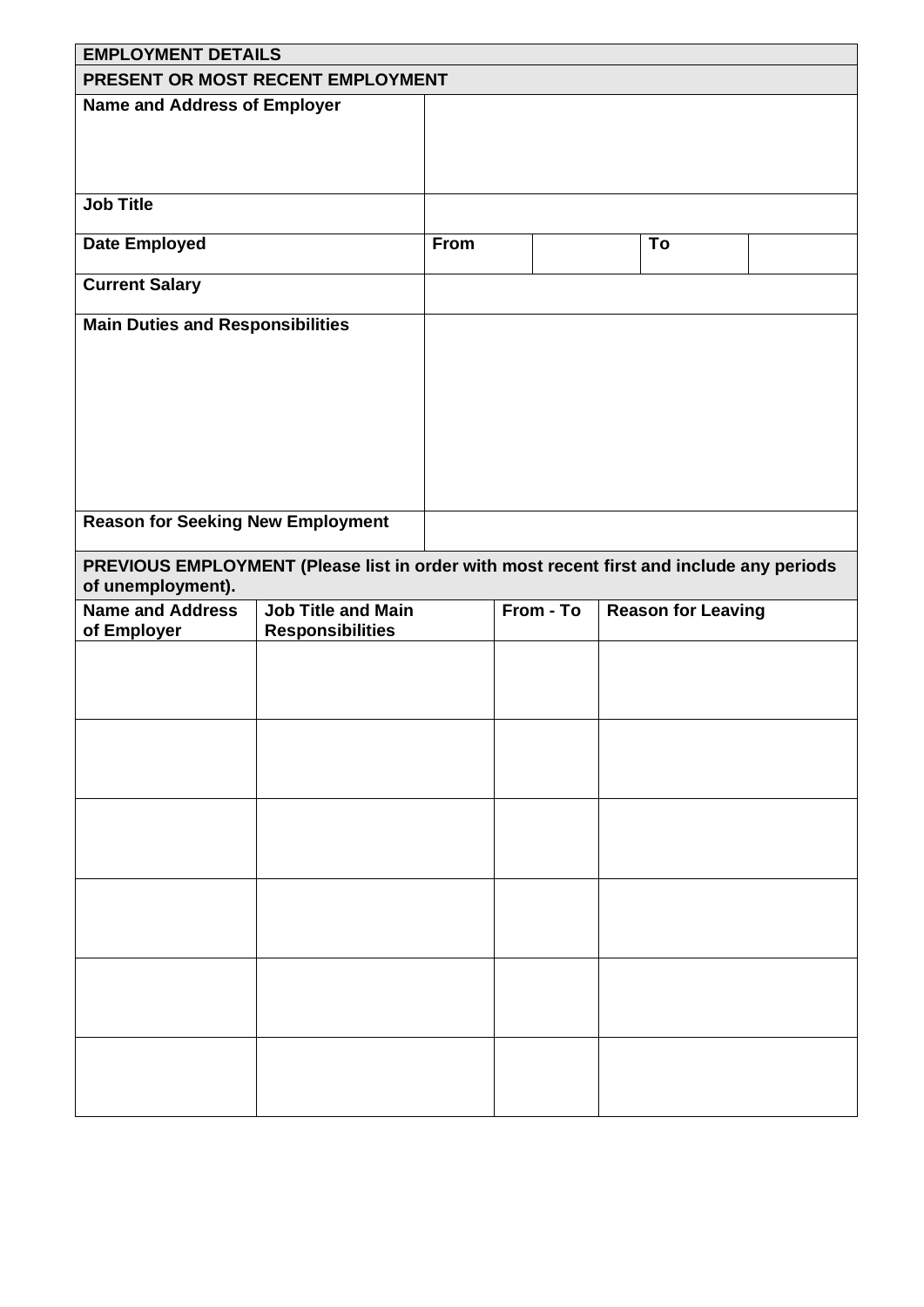## EMPLOYMENT DETAILS

### PRESENT OR MOST RECENT EMPLOYMENT

| | | | | |
|---|---|---|---|---|
| **Name and Address of Employer** | | | | |
| **Job Title** | | | | |
| **Date Employed** | **From** | | **To** | |
| **Current Salary** | | | | |
| **Main Duties and Responsibilities** | | | | |
| **Reason for Seeking New Employment** | | | | |

### PREVIOUS EMPLOYMENT (Please list in order with most recent first and include any periods of unemployment).

| Name and Address of Employer | Job Title and Main Responsibilities | From - To | Reason for Leaving |
|---|---|---|---|
| | | | |
| | | | |
| | | | |
| | | | |
| | | | |
| | | | |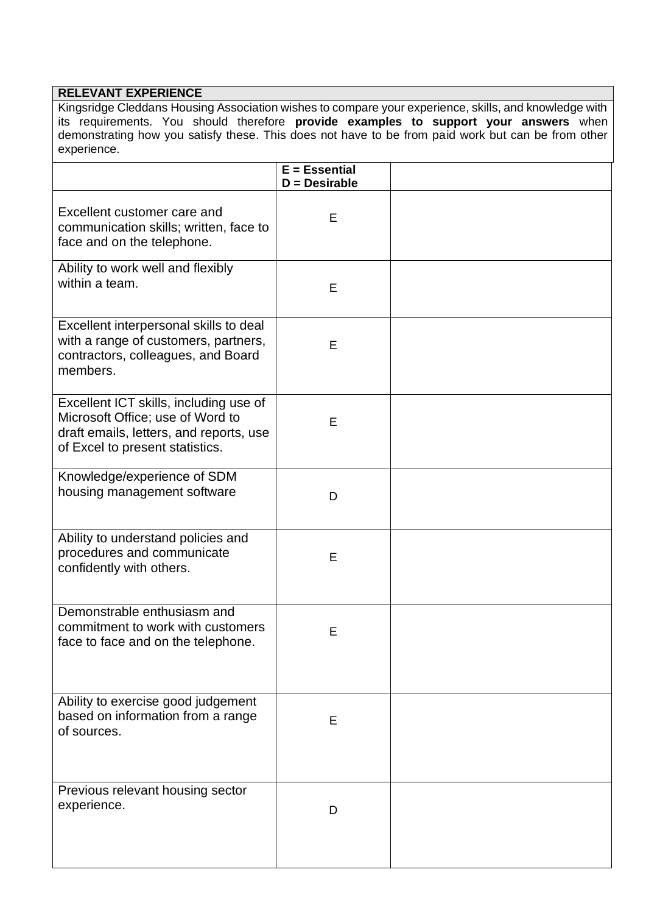**RELEVANT EXPERIENCE**

Kingsridge Cleddans Housing Association wishes to compare your experience, skills, and knowledge with its requirements. You should therefore **provide examples to support your answers** when demonstrating how you satisfy these. This does not have to be from paid work but can be from other experience.

| | **E = Essential**<br>**D = Desirable** | |
|---|---|---|
| Excellent customer care and communication skills; written, face to face and on the telephone. | E | |
| Ability to work well and flexibly within a team. | E | |
| Excellent interpersonal skills to deal with a range of customers, partners, contractors, colleagues, and Board members. | E | |
| Excellent ICT skills, including use of Microsoft Office; use of Word to draft emails, letters, and reports, use of Excel to present statistics. | E | |
| Knowledge/experience of SDM housing management software | D | |
| Ability to understand policies and procedures and communicate confidently with others. | E | |
| Demonstrable enthusiasm and commitment to work with customers face to face and on the telephone. | E | |
| Ability to exercise good judgement based on information from a range of sources. | E | |
| Previous relevant housing sector experience. | D | |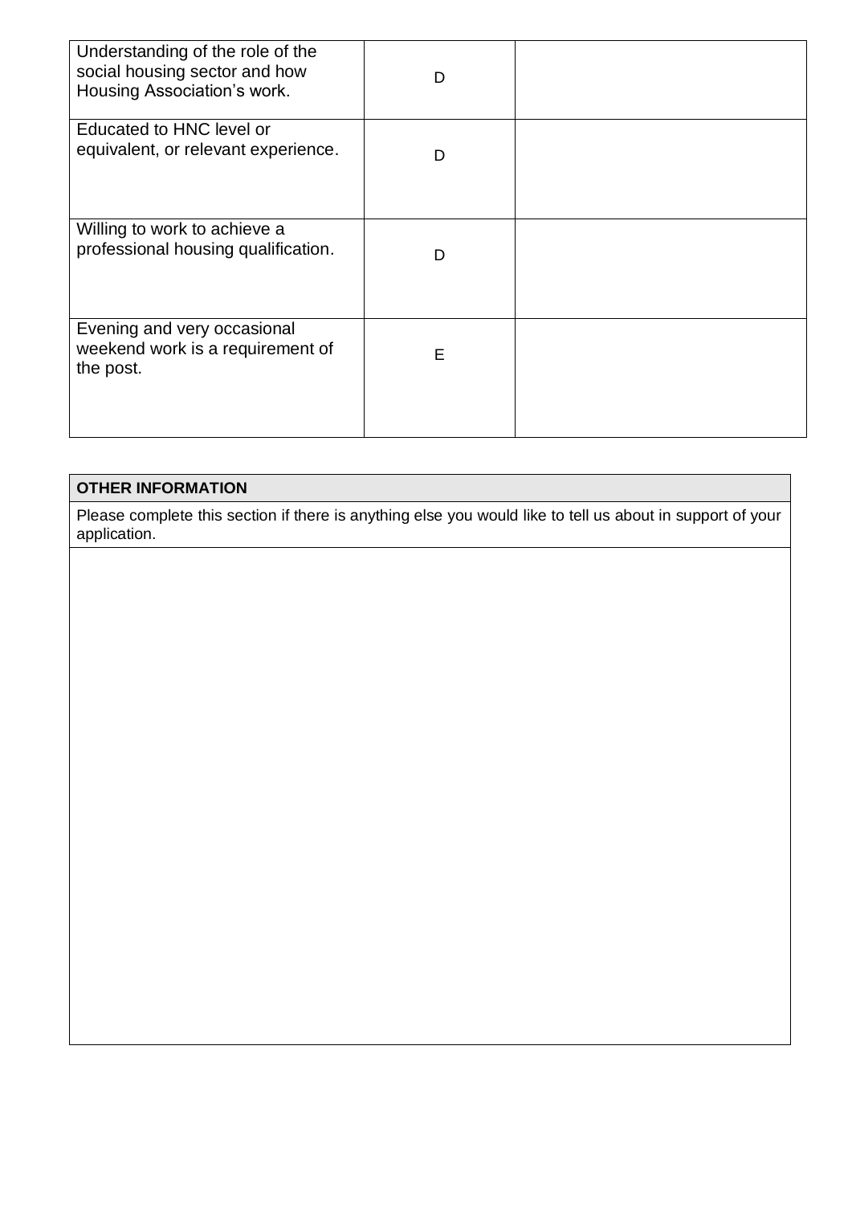| | | |
|---|---|---|
| Understanding of the role of the social housing sector and how Housing Association's work. | D | |
| Educated to HNC level or equivalent, or relevant experience. | D | |
| Willing to work to achieve a professional housing qualification. | D | |
| Evening and very occasional weekend work is a requirement of the post. | E | |

| **OTHER INFORMATION** |
|---|
| Please complete this section if there is anything else you would like to tell us about in support of your application. |
| |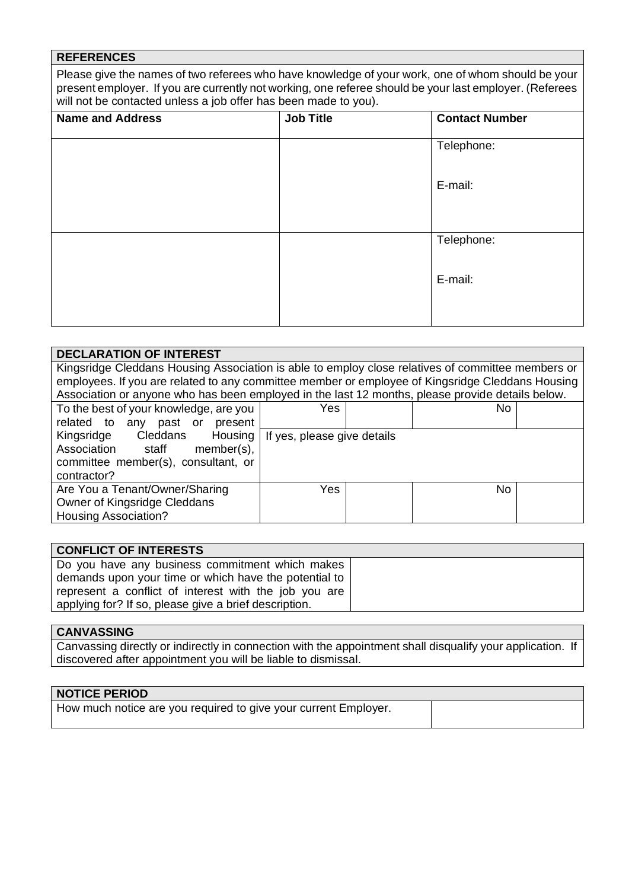## REFERENCES

Please give the names of two referees who have knowledge of your work, one of whom should be your present employer. If you are currently not working, one referee should be your last employer. (Referees will not be contacted unless a job offer has been made to you).

| Name and Address | Job Title | Contact Number |
|---|---|---|
| | | Telephone:<br><br>E-mail: |
| | | Telephone:<br><br>E-mail: |

## DECLARATION OF INTEREST

Kingsridge Cleddans Housing Association is able to employ close relatives of committee members or employees. If you are related to any committee member or employee of Kingsridge Cleddans Housing Association or anyone who has been employed in the last 12 months, please provide details below.

| | | | | |
|---|---|---|---|---|
| To the best of your knowledge, are you related to any past or present Kingsridge Cleddans Housing Association staff member(s), committee member(s), consultant, or contractor? | Yes | | No | |
| | If yes, please give details | | | |
| Are You a Tenant/Owner/Sharing Owner of Kingsridge Cleddans Housing Association? | Yes | | No | |

## CONFLICT OF INTERESTS

| | |
|---|---|
| Do you have any business commitment which makes demands upon your time or which have the potential to represent a conflict of interest with the job you are applying for? If so, please give a brief description. | |

## CANVASSING

Canvassing directly or indirectly in connection with the appointment shall disqualify your application. If discovered after appointment you will be liable to dismissal.

## NOTICE PERIOD

| | |
|---|---|
| How much notice are you required to give your current Employer. | |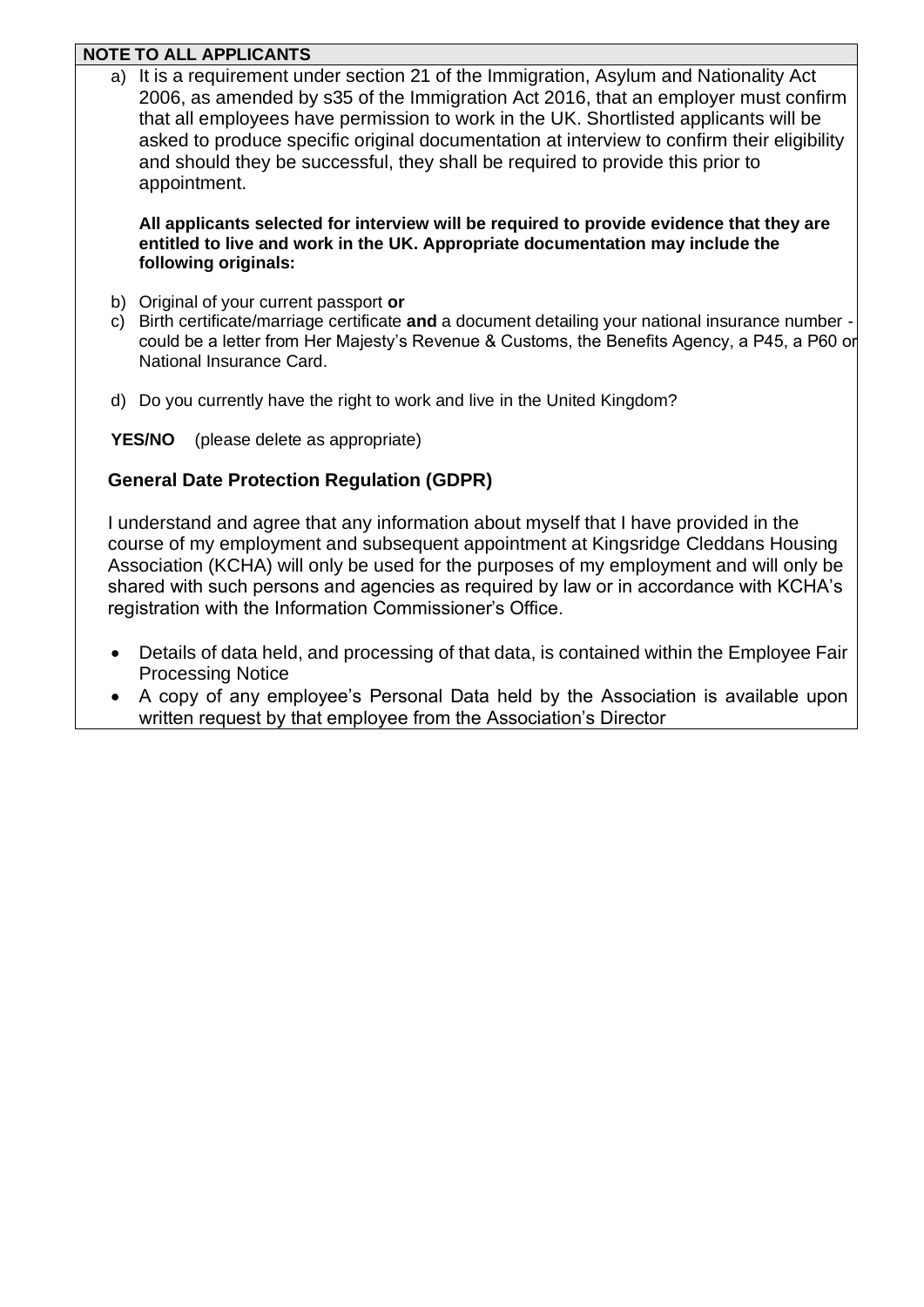**NOTE TO ALL APPLICANTS**

a) It is a requirement under section 21 of the Immigration, Asylum and Nationality Act 2006, as amended by s35 of the Immigration Act 2016, that an employer must confirm that all employees have permission to work in the UK. Shortlisted applicants will be asked to produce specific original documentation at interview to confirm their eligibility and should they be successful, they shall be required to provide this prior to appointment.

**All applicants selected for interview will be required to provide evidence that they are entitled to live and work in the UK. Appropriate documentation may include the following originals:**

b) Original of your current passport **or**

c) Birth certificate/marriage certificate **and** a document detailing your national insurance number - could be a letter from Her Majesty's Revenue & Customs, the Benefits Agency, a P45, a P60 or National Insurance Card.

d) Do you currently have the right to work and live in the United Kingdom?

**YES/NO** (please delete as appropriate)

### General Date Protection Regulation (GDPR)

I understand and agree that any information about myself that I have provided in the course of my employment and subsequent appointment at Kingsridge Cleddans Housing Association (KCHA) will only be used for the purposes of my employment and will only be shared with such persons and agencies as required by law or in accordance with KCHA's registration with the Information Commissioner's Office.

- Details of data held, and processing of that data, is contained within the Employee Fair Processing Notice
- A copy of any employee's Personal Data held by the Association is available upon written request by that employee from the Association's Director